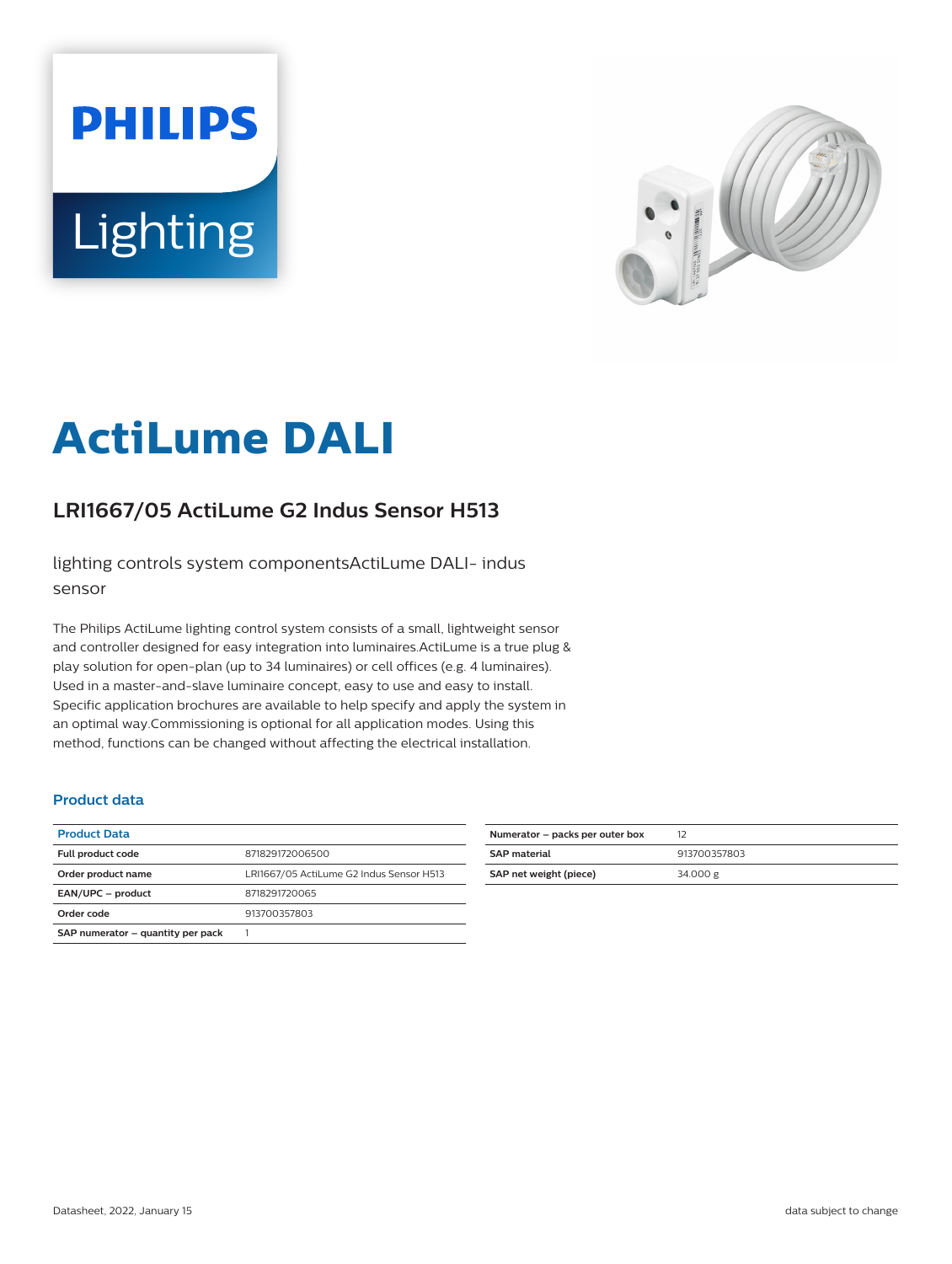# ActiLume DALI

## LRI1667/05 ActiLume G2 Indus Sensor H513

lighting controls system componentsActiLume DALI- indus sensor

The Philips ActiLume lighting control system consists of a small, lightweight sensor and controller designed for easy integration into luminaires.ActiLume is a true plug & play solution for open-plan (up to 34 luminaires) or cell offices (e.g. 4 luminaires). Used in a master-and-slave luminaire concept, easy to use and easy to install. Specific application brochures are available to help specify and apply the system in an optimal way.Commissioning is optional for all application modes. Using this method, functions can be changed without affecting the electrical installation.

### Product data

| Product Data | |
|---|---|
| Full product code | 871829172006500 |
| Order product name | LRI1667/05 ActiLume G2 Indus Sensor H513 |
| EAN/UPC – product | 8718291720065 |
| Order code | 913700357803 |
| SAP numerator – quantity per pack | 1 |
| Numerator – packs per outer box | 12 |
| SAP material | 913700357803 |
| SAP net weight (piece) | 34.000 g |

Datasheet, 2022, January 15

data subject to change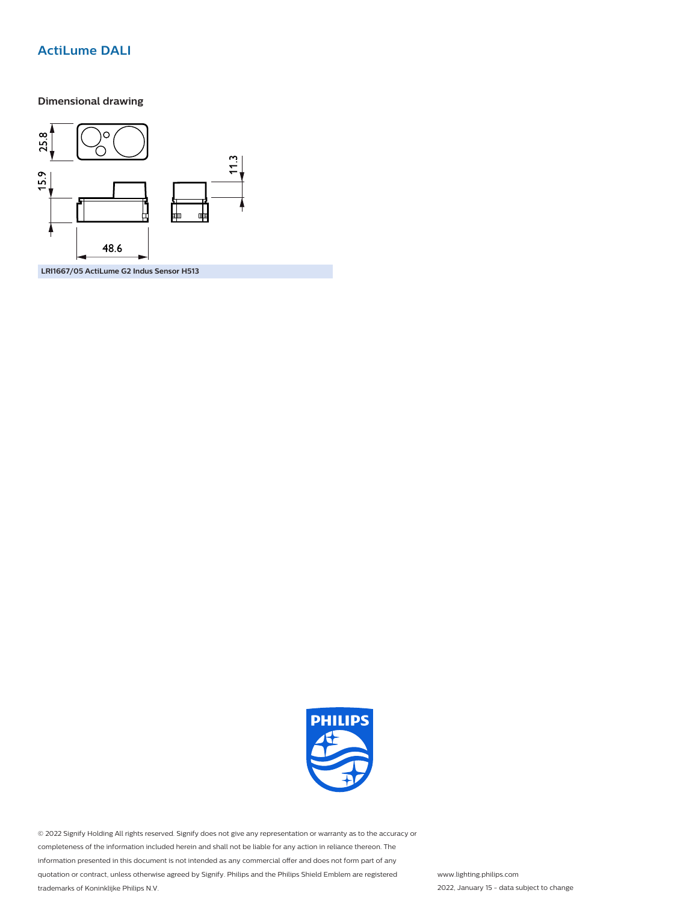## ActiLume DALI

### Dimensional drawing

25.8

15.9

11.3

48.6

LRI1667/05 ActiLume G2 Indus Sensor H513

© 2022 Signify Holding All rights reserved. Signify does not give any representation or warranty as to the accuracy or completeness of the information included herein and shall not be liable for any action in reliance thereon. The information presented in this document is not intended as any commercial offer and does not form part of any quotation or contract, unless otherwise agreed by Signify. Philips and the Philips Shield Emblem are registered trademarks of Koninklijke Philips N.V.

www.lighting.philips.com

2022, January 15 - data subject to change